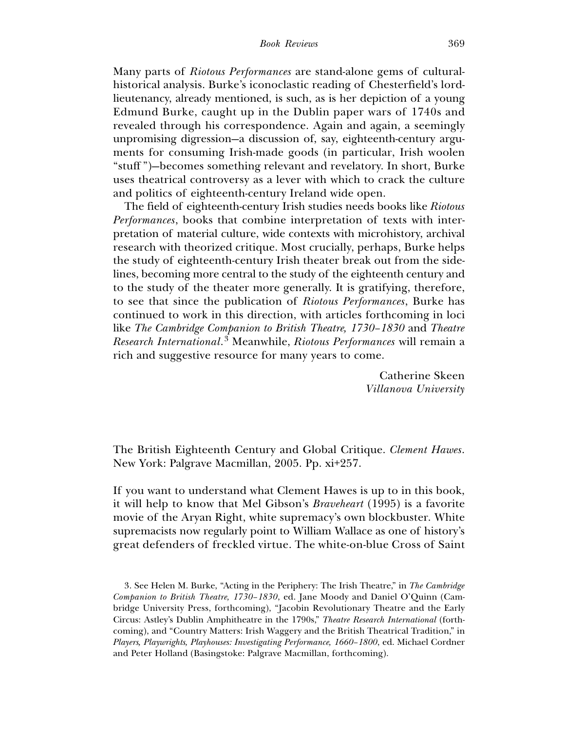Many parts of *Riotous Performances* are stand-alone gems of cultural-historical analysis. Burke's iconoclastic reading of Chesterfield's lord-lieutenancy, already mentioned, is such, as is her depiction of a young Edmund Burke, caught up in the Dublin paper wars of 1740s and revealed through his correspondence. Again and again, a seemingly unpromising digression—a discussion of, say, eighteenth-century arguments for consuming Irish-made goods (in particular, Irish woolen "stuff")—becomes something relevant and revelatory. In short, Burke uses theatrical controversy as a lever with which to crack the culture and politics of eighteenth-century Ireland wide open.

The field of eighteenth-century Irish studies needs books like *Riotous Performances*, books that combine interpretation of texts with interpretation of material culture, wide contexts with microhistory, archival research with theorized critique. Most crucially, perhaps, Burke helps the study of eighteenth-century Irish theater break out from the sidelines, becoming more central to the study of the eighteenth century and to the study of the theater more generally. It is gratifying, therefore, to see that since the publication of *Riotous Performances*, Burke has continued to work in this direction, with articles forthcoming in loci like *The Cambridge Companion to British Theatre, 1730–1830* and *Theatre Research International*.[3] Meanwhile, *Riotous Performances* will remain a rich and suggestive resource for many years to come.

Catherine Skeen
*Villanova University*

The British Eighteenth Century and Global Critique. *Clement Hawes*. New York: Palgrave Macmillan, 2005. Pp. xi+257.

If you want to understand what Clement Hawes is up to in this book, it will help to know that Mel Gibson's *Braveheart* (1995) is a favorite movie of the Aryan Right, white supremacy's own blockbuster. White supremacists now regularly point to William Wallace as one of history's great defenders of freckled virtue. The white-on-blue Cross of Saint

3. See Helen M. Burke, "Acting in the Periphery: The Irish Theatre," in *The Cambridge Companion to British Theatre, 1730–1830*, ed. Jane Moody and Daniel O'Quinn (Cambridge University Press, forthcoming), "Jacobin Revolutionary Theatre and the Early Circus: Astley's Dublin Amphitheatre in the 1790s," *Theatre Research International* (forthcoming), and "Country Matters: Irish Waggery and the British Theatrical Tradition," in *Players, Playwrights, Playhouses: Investigating Performance, 1660–1800*, ed. Michael Cordner and Peter Holland (Basingstoke: Palgrave Macmillan, forthcoming).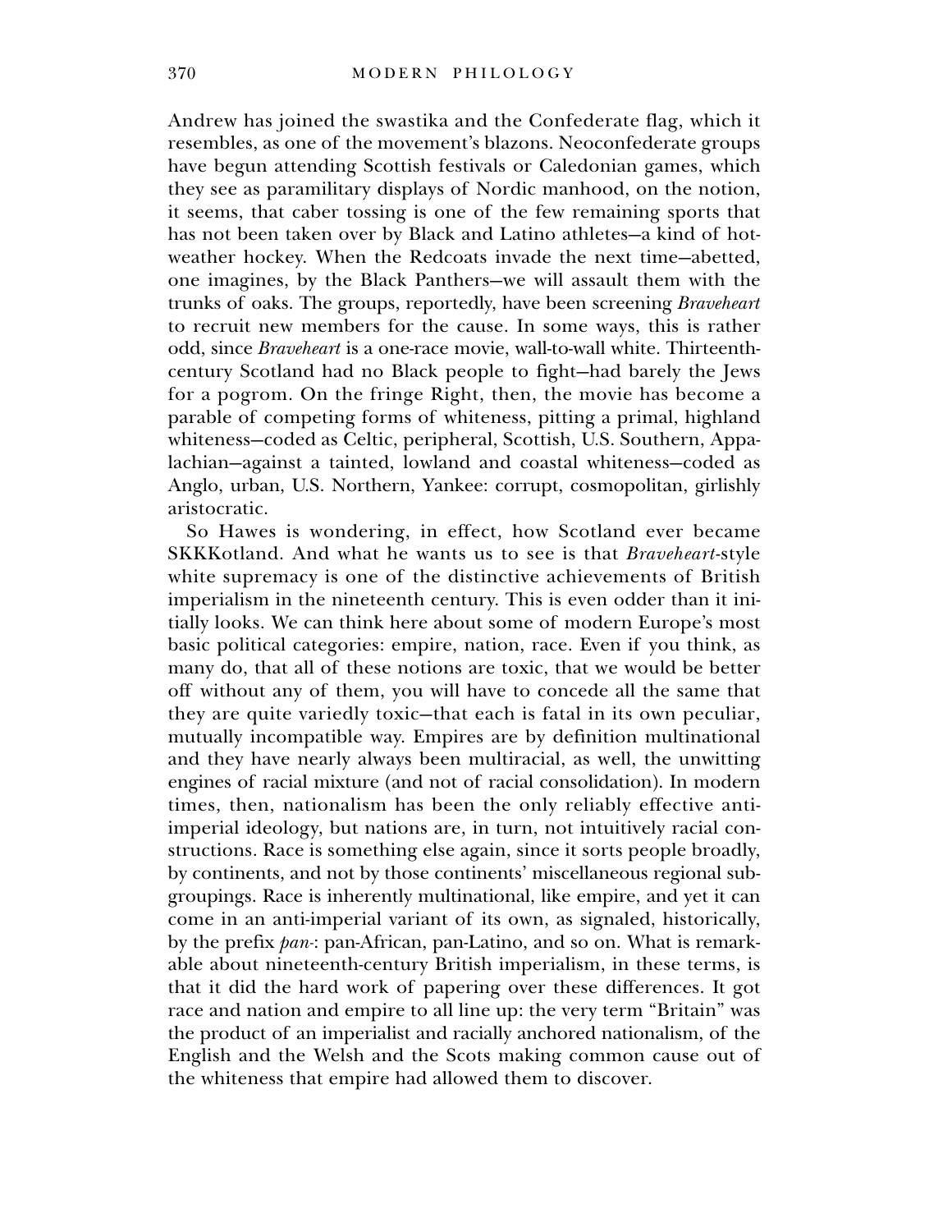Andrew has joined the swastika and the Confederate flag, which it resembles, as one of the movement's blazons. Neoconfederate groups have begun attending Scottish festivals or Caledonian games, which they see as paramilitary displays of Nordic manhood, on the notion, it seems, that caber tossing is one of the few remaining sports that has not been taken over by Black and Latino athletes—a kind of hot-weather hockey. When the Redcoats invade the next time—abetted, one imagines, by the Black Panthers—we will assault them with the trunks of oaks. The groups, reportedly, have been screening *Braveheart* to recruit new members for the cause. In some ways, this is rather odd, since *Braveheart* is a one-race movie, wall-to-wall white. Thirteenth-century Scotland had no Black people to fight—had barely the Jews for a pogrom. On the fringe Right, then, the movie has become a parable of competing forms of whiteness, pitting a primal, highland whiteness—coded as Celtic, peripheral, Scottish, U.S. Southern, Appalachian—against a tainted, lowland and coastal whiteness—coded as Anglo, urban, U.S. Northern, Yankee: corrupt, cosmopolitan, girlishly aristocratic.

So Hawes is wondering, in effect, how Scotland ever became SKKKotland. And what he wants us to see is that *Braveheart*-style white supremacy is one of the distinctive achievements of British imperialism in the nineteenth century. This is even odder than it initially looks. We can think here about some of modern Europe's most basic political categories: empire, nation, race. Even if you think, as many do, that all of these notions are toxic, that we would be better off without any of them, you will have to concede all the same that they are quite variedly toxic—that each is fatal in its own peculiar, mutually incompatible way. Empires are by definition multinational and they have nearly always been multiracial, as well, the unwitting engines of racial mixture (and not of racial consolidation). In modern times, then, nationalism has been the only reliably effective anti-imperial ideology, but nations are, in turn, not intuitively racial constructions. Race is something else again, since it sorts people broadly, by continents, and not by those continents' miscellaneous regional subgroupings. Race is inherently multinational, like empire, and yet it can come in an anti-imperial variant of its own, as signaled, historically, by the prefix *pan-*: pan-African, pan-Latino, and so on. What is remarkable about nineteenth-century British imperialism, in these terms, is that it did the hard work of papering over these differences. It got race and nation and empire to all line up: the very term "Britain" was the product of an imperialist and racially anchored nationalism, of the English and the Welsh and the Scots making common cause out of the whiteness that empire had allowed them to discover.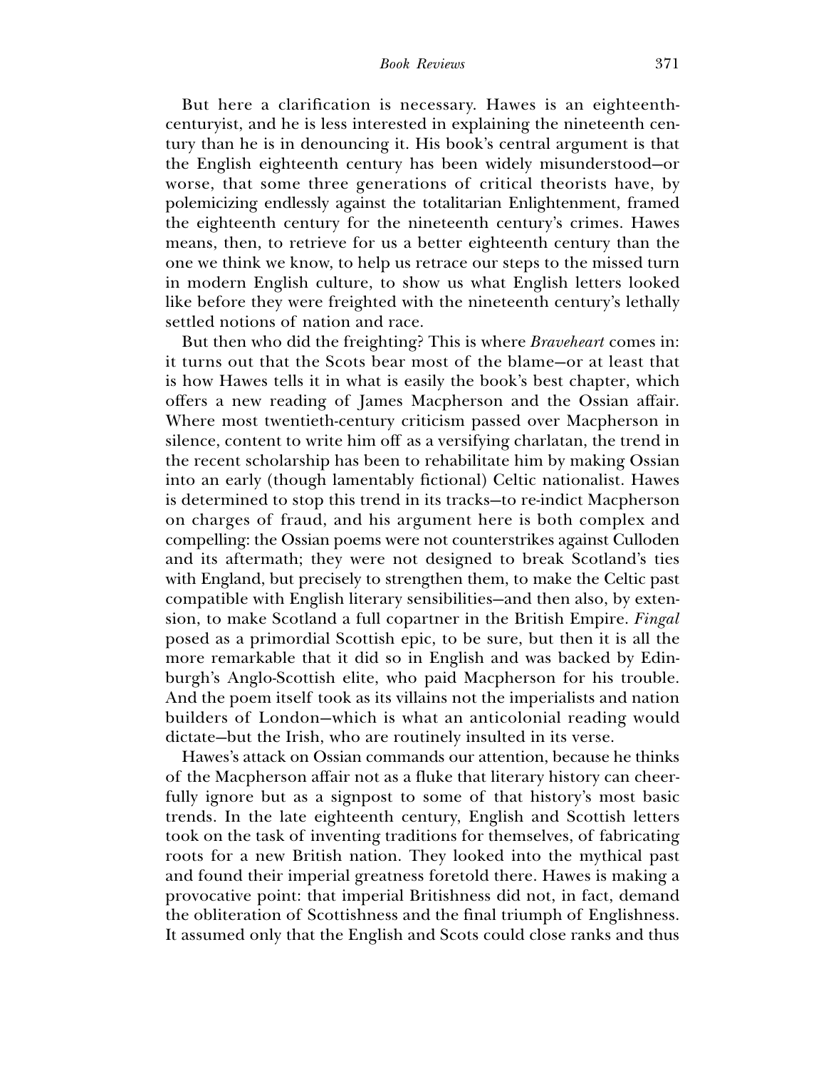But here a clarification is necessary. Hawes is an eighteenth-centuryist, and he is less interested in explaining the nineteenth century than he is in denouncing it. His book's central argument is that the English eighteenth century has been widely misunderstood—or worse, that some three generations of critical theorists have, by polemicizing endlessly against the totalitarian Enlightenment, framed the eighteenth century for the nineteenth century's crimes. Hawes means, then, to retrieve for us a better eighteenth century than the one we think we know, to help us retrace our steps to the missed turn in modern English culture, to show us what English letters looked like before they were freighted with the nineteenth century's lethally settled notions of nation and race.

But then who did the freighting? This is where *Braveheart* comes in: it turns out that the Scots bear most of the blame—or at least that is how Hawes tells it in what is easily the book's best chapter, which offers a new reading of James Macpherson and the Ossian affair. Where most twentieth-century criticism passed over Macpherson in silence, content to write him off as a versifying charlatan, the trend in the recent scholarship has been to rehabilitate him by making Ossian into an early (though lamentably fictional) Celtic nationalist. Hawes is determined to stop this trend in its tracks—to re-indict Macpherson on charges of fraud, and his argument here is both complex and compelling: the Ossian poems were not counterstrikes against Culloden and its aftermath; they were not designed to break Scotland's ties with England, but precisely to strengthen them, to make the Celtic past compatible with English literary sensibilities—and then also, by extension, to make Scotland a full copartner in the British Empire. *Fingal* posed as a primordial Scottish epic, to be sure, but then it is all the more remarkable that it did so in English and was backed by Edinburgh's Anglo-Scottish elite, who paid Macpherson for his trouble. And the poem itself took as its villains not the imperialists and nation builders of London—which is what an anticolonial reading would dictate—but the Irish, who are routinely insulted in its verse.

Hawes's attack on Ossian commands our attention, because he thinks of the Macpherson affair not as a fluke that literary history can cheerfully ignore but as a signpost to some of that history's most basic trends. In the late eighteenth century, English and Scottish letters took on the task of inventing traditions for themselves, of fabricating roots for a new British nation. They looked into the mythical past and found their imperial greatness foretold there. Hawes is making a provocative point: that imperial Britishness did not, in fact, demand the obliteration of Scottishness and the final triumph of Englishness. It assumed only that the English and Scots could close ranks and thus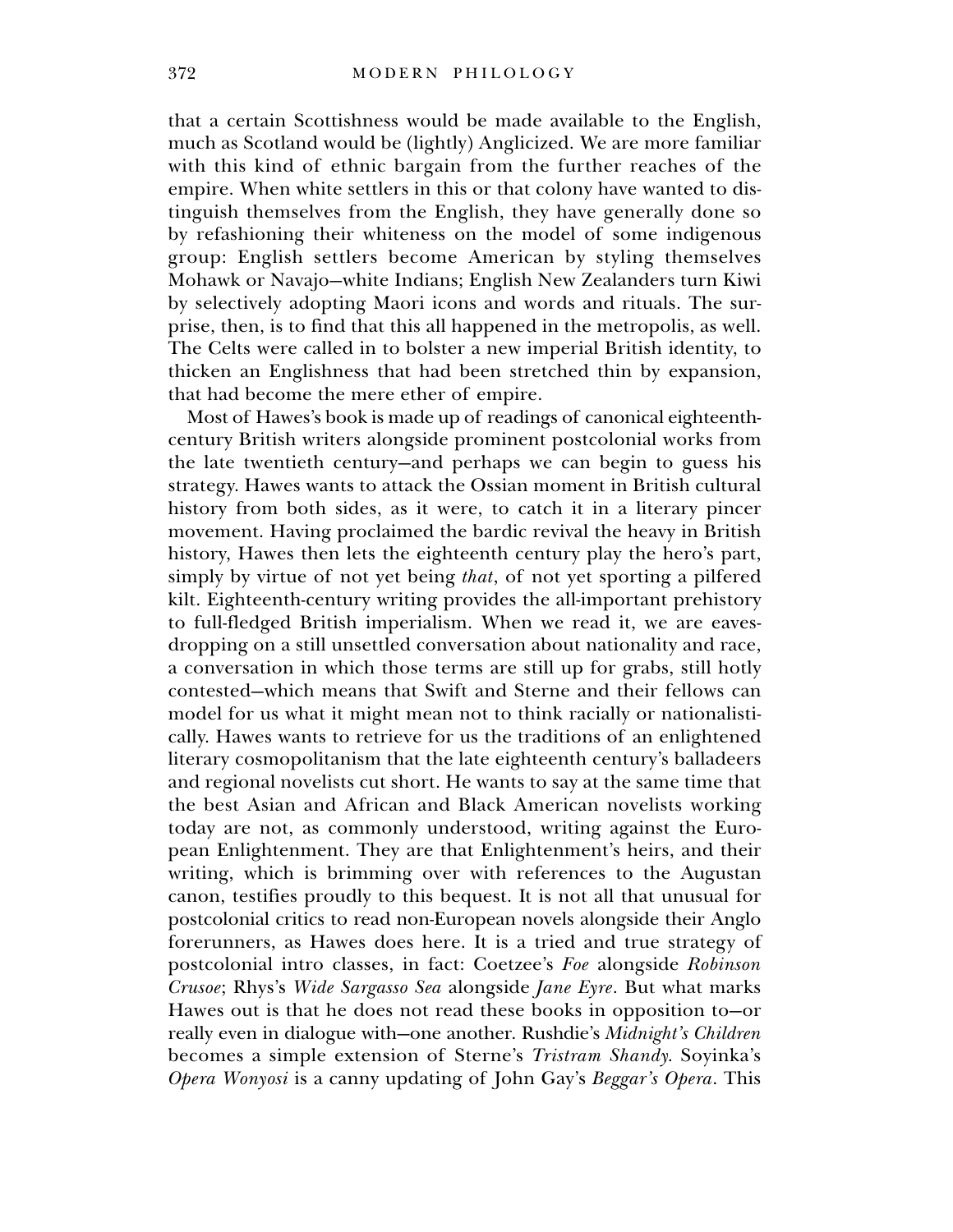that a certain Scottishness would be made available to the English, much as Scotland would be (lightly) Anglicized. We are more familiar with this kind of ethnic bargain from the further reaches of the empire. When white settlers in this or that colony have wanted to distinguish themselves from the English, they have generally done so by refashioning their whiteness on the model of some indigenous group: English settlers become American by styling themselves Mohawk or Navajo—white Indians; English New Zealanders turn Kiwi by selectively adopting Maori icons and words and rituals. The surprise, then, is to find that this all happened in the metropolis, as well. The Celts were called in to bolster a new imperial British identity, to thicken an Englishness that had been stretched thin by expansion, that had become the mere ether of empire.

Most of Hawes's book is made up of readings of canonical eighteenth-century British writers alongside prominent postcolonial works from the late twentieth century—and perhaps we can begin to guess his strategy. Hawes wants to attack the Ossian moment in British cultural history from both sides, as it were, to catch it in a literary pincer movement. Having proclaimed the bardic revival the heavy in British history, Hawes then lets the eighteenth century play the hero's part, simply by virtue of not yet being *that*, of not yet sporting a pilfered kilt. Eighteenth-century writing provides the all-important prehistory to full-fledged British imperialism. When we read it, we are eavesdropping on a still unsettled conversation about nationality and race, a conversation in which those terms are still up for grabs, still hotly contested—which means that Swift and Sterne and their fellows can model for us what it might mean not to think racially or nationalistically. Hawes wants to retrieve for us the traditions of an enlightened literary cosmopolitanism that the late eighteenth century's balladeers and regional novelists cut short. He wants to say at the same time that the best Asian and African and Black American novelists working today are not, as commonly understood, writing against the European Enlightenment. They are that Enlightenment's heirs, and their writing, which is brimming over with references to the Augustan canon, testifies proudly to this bequest. It is not all that unusual for postcolonial critics to read non-European novels alongside their Anglo forerunners, as Hawes does here. It is a tried and true strategy of postcolonial intro classes, in fact: Coetzee's *Foe* alongside *Robinson Crusoe*; Rhys's *Wide Sargasso Sea* alongside *Jane Eyre*. But what marks Hawes out is that he does not read these books in opposition to—or really even in dialogue with—one another. Rushdie's *Midnight's Children* becomes a simple extension of Sterne's *Tristram Shandy*. Soyinka's *Opera Wonyosi* is a canny updating of John Gay's *Beggar's Opera*. This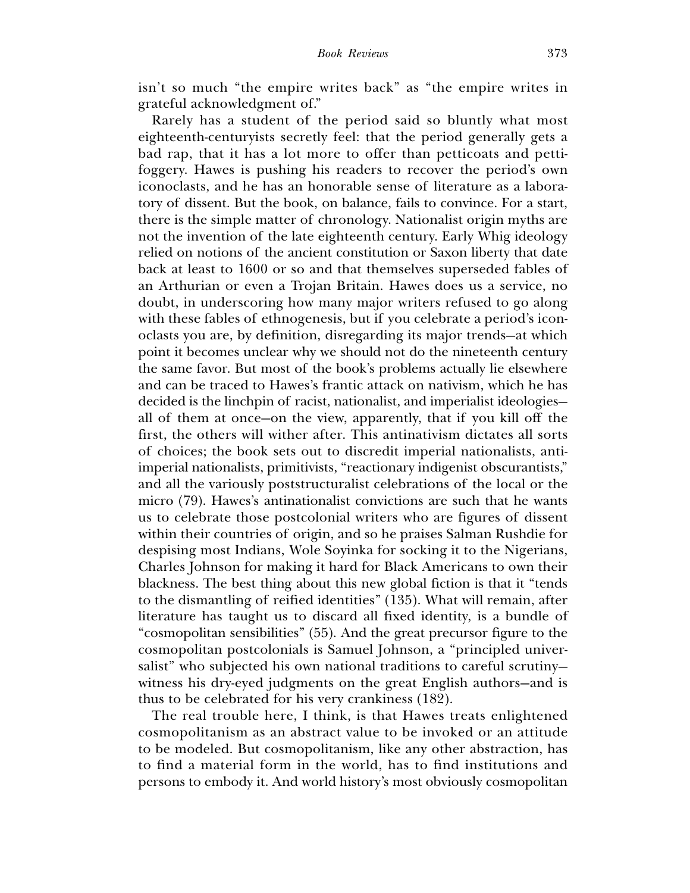isn't so much "the empire writes back" as "the empire writes in grateful acknowledgment of."

Rarely has a student of the period said so bluntly what most eighteenth-centuryists secretly feel: that the period generally gets a bad rap, that it has a lot more to offer than petticoats and pettifoggery. Hawes is pushing his readers to recover the period's own iconoclasts, and he has an honorable sense of literature as a laboratory of dissent. But the book, on balance, fails to convince. For a start, there is the simple matter of chronology. Nationalist origin myths are not the invention of the late eighteenth century. Early Whig ideology relied on notions of the ancient constitution or Saxon liberty that date back at least to 1600 or so and that themselves superseded fables of an Arthurian or even a Trojan Britain. Hawes does us a service, no doubt, in underscoring how many major writers refused to go along with these fables of ethnogenesis, but if you celebrate a period's iconoclasts you are, by definition, disregarding its major trends—at which point it becomes unclear why we should not do the nineteenth century the same favor. But most of the book's problems actually lie elsewhere and can be traced to Hawes's frantic attack on nativism, which he has decided is the linchpin of racist, nationalist, and imperialist ideologies—all of them at once—on the view, apparently, that if you kill off the first, the others will wither after. This antinativism dictates all sorts of choices; the book sets out to discredit imperial nationalists, anti-imperial nationalists, primitivists, "reactionary indigenist obscurantists," and all the variously poststructuralist celebrations of the local or the micro (79). Hawes's antinationalist convictions are such that he wants us to celebrate those postcolonial writers who are figures of dissent within their countries of origin, and so he praises Salman Rushdie for despising most Indians, Wole Soyinka for socking it to the Nigerians, Charles Johnson for making it hard for Black Americans to own their blackness. The best thing about this new global fiction is that it "tends to the dismantling of reified identities" (135). What will remain, after literature has taught us to discard all fixed identity, is a bundle of "cosmopolitan sensibilities" (55). And the great precursor figure to the cosmopolitan postcolonials is Samuel Johnson, a "principled universalist" who subjected his own national traditions to careful scrutiny—witness his dry-eyed judgments on the great English authors—and is thus to be celebrated for his very crankiness (182).

The real trouble here, I think, is that Hawes treats enlightened cosmopolitanism as an abstract value to be invoked or an attitude to be modeled. But cosmopolitanism, like any other abstraction, has to find a material form in the world, has to find institutions and persons to embody it. And world history's most obviously cosmopolitan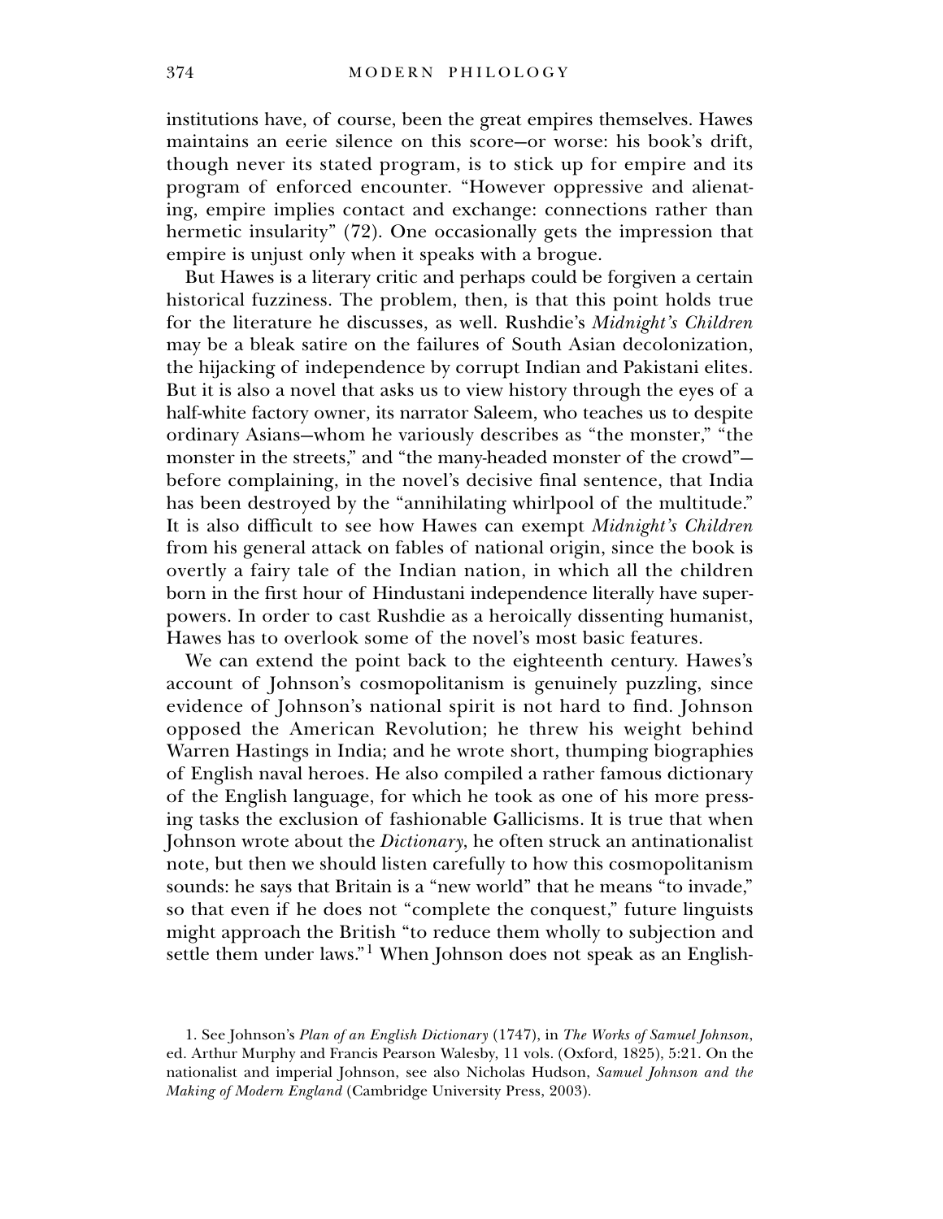institutions have, of course, been the great empires themselves. Hawes maintains an eerie silence on this score—or worse: his book's drift, though never its stated program, is to stick up for empire and its program of enforced encounter. "However oppressive and alienating, empire implies contact and exchange: connections rather than hermetic insularity" (72). One occasionally gets the impression that empire is unjust only when it speaks with a brogue.

But Hawes is a literary critic and perhaps could be forgiven a certain historical fuzziness. The problem, then, is that this point holds true for the literature he discusses, as well. Rushdie's *Midnight's Children* may be a bleak satire on the failures of South Asian decolonization, the hijacking of independence by corrupt Indian and Pakistani elites. But it is also a novel that asks us to view history through the eyes of a half-white factory owner, its narrator Saleem, who teaches us to despite ordinary Asians—whom he variously describes as "the monster," "the monster in the streets," and "the many-headed monster of the crowd"—before complaining, in the novel's decisive final sentence, that India has been destroyed by the "annihilating whirlpool of the multitude." It is also difficult to see how Hawes can exempt *Midnight's Children* from his general attack on fables of national origin, since the book is overtly a fairy tale of the Indian nation, in which all the children born in the first hour of Hindustani independence literally have superpowers. In order to cast Rushdie as a heroically dissenting humanist, Hawes has to overlook some of the novel's most basic features.

We can extend the point back to the eighteenth century. Hawes's account of Johnson's cosmopolitanism is genuinely puzzling, since evidence of Johnson's national spirit is not hard to find. Johnson opposed the American Revolution; he threw his weight behind Warren Hastings in India; and he wrote short, thumping biographies of English naval heroes. He also compiled a rather famous dictionary of the English language, for which he took as one of his more pressing tasks the exclusion of fashionable Gallicisms. It is true that when Johnson wrote about the *Dictionary*, he often struck an antinationalist note, but then we should listen carefully to how this cosmopolitanism sounds: he says that Britain is a "new world" that he means "to invade," so that even if he does not "complete the conquest," future linguists might approach the British "to reduce them wholly to subjection and settle them under laws."[1] When Johnson does not speak as an English-

1. See Johnson's *Plan of an English Dictionary* (1747), in *The Works of Samuel Johnson*, ed. Arthur Murphy and Francis Pearson Walesby, 11 vols. (Oxford, 1825), 5:21. On the nationalist and imperial Johnson, see also Nicholas Hudson, *Samuel Johnson and the Making of Modern England* (Cambridge University Press, 2003).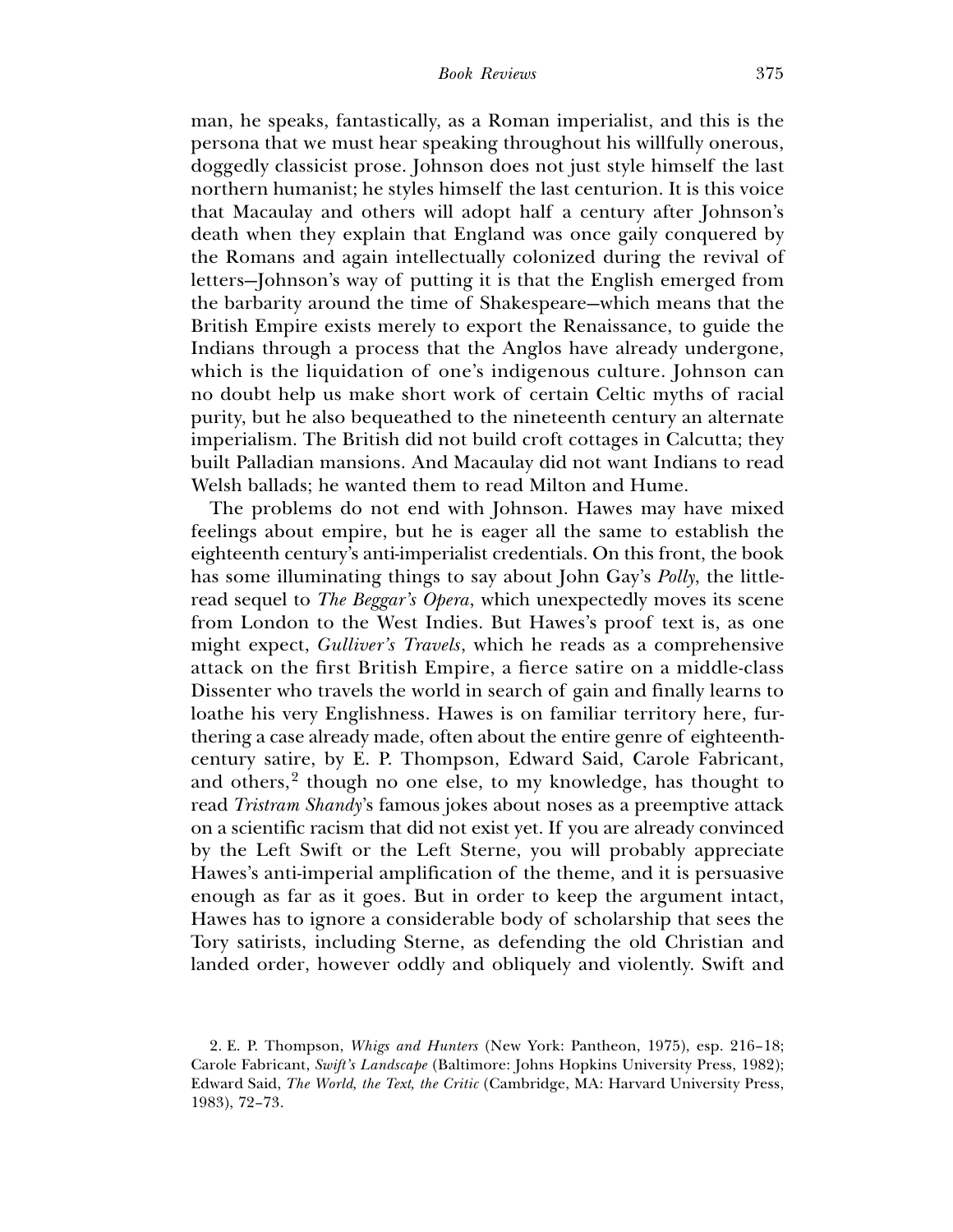man, he speaks, fantastically, as a Roman imperialist, and this is the persona that we must hear speaking throughout his willfully onerous, doggedly classicist prose. Johnson does not just style himself the last northern humanist; he styles himself the last centurion. It is this voice that Macaulay and others will adopt half a century after Johnson's death when they explain that England was once gaily conquered by the Romans and again intellectually colonized during the revival of letters—Johnson's way of putting it is that the English emerged from the barbarity around the time of Shakespeare—which means that the British Empire exists merely to export the Renaissance, to guide the Indians through a process that the Anglos have already undergone, which is the liquidation of one's indigenous culture. Johnson can no doubt help us make short work of certain Celtic myths of racial purity, but he also bequeathed to the nineteenth century an alternate imperialism. The British did not build croft cottages in Calcutta; they built Palladian mansions. And Macaulay did not want Indians to read Welsh ballads; he wanted them to read Milton and Hume.

The problems do not end with Johnson. Hawes may have mixed feelings about empire, but he is eager all the same to establish the eighteenth century's anti-imperialist credentials. On this front, the book has some illuminating things to say about John Gay's *Polly*, the little-read sequel to *The Beggar's Opera*, which unexpectedly moves its scene from London to the West Indies. But Hawes's proof text is, as one might expect, *Gulliver's Travels*, which he reads as a comprehensive attack on the first British Empire, a fierce satire on a middle-class Dissenter who travels the world in search of gain and finally learns to loathe his very Englishness. Hawes is on familiar territory here, furthering a case already made, often about the entire genre of eighteenth-century satire, by E. P. Thompson, Edward Said, Carole Fabricant, and others,[2] though no one else, to my knowledge, has thought to read *Tristram Shandy*'s famous jokes about noses as a preemptive attack on a scientific racism that did not exist yet. If you are already convinced by the Left Swift or the Left Sterne, you will probably appreciate Hawes's anti-imperial amplification of the theme, and it is persuasive enough as far as it goes. But in order to keep the argument intact, Hawes has to ignore a considerable body of scholarship that sees the Tory satirists, including Sterne, as defending the old Christian and landed order, however oddly and obliquely and violently. Swift and

2. E. P. Thompson, *Whigs and Hunters* (New York: Pantheon, 1975), esp. 216–18; Carole Fabricant, *Swift's Landscape* (Baltimore: Johns Hopkins University Press, 1982); Edward Said, *The World, the Text, the Critic* (Cambridge, MA: Harvard University Press, 1983), 72–73.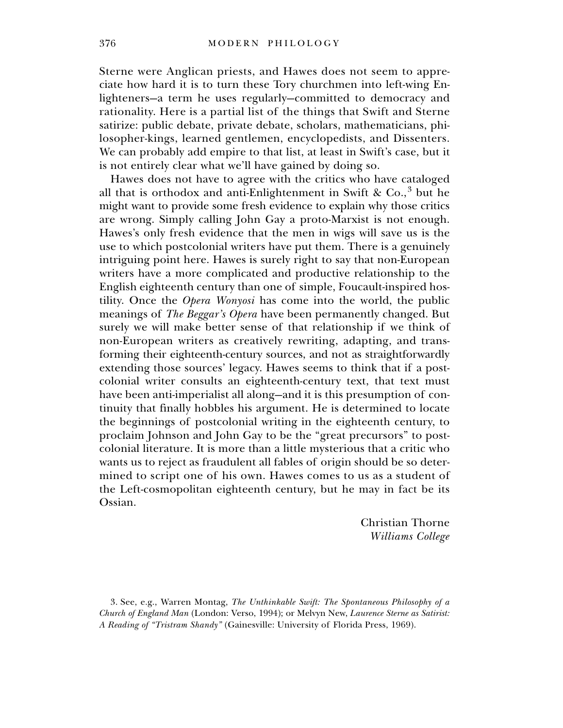Sterne were Anglican priests, and Hawes does not seem to appreciate how hard it is to turn these Tory churchmen into left-wing Enlighteners—a term he uses regularly—committed to democracy and rationality. Here is a partial list of the things that Swift and Sterne satirize: public debate, private debate, scholars, mathematicians, philosopher-kings, learned gentlemen, encyclopedists, and Dissenters. We can probably add empire to that list, at least in Swift's case, but it is not entirely clear what we'll have gained by doing so.

Hawes does not have to agree with the critics who have cataloged all that is orthodox and anti-Enlightenment in Swift & Co.,[3] but he might want to provide some fresh evidence to explain why those critics are wrong. Simply calling John Gay a proto-Marxist is not enough. Hawes's only fresh evidence that the men in wigs will save us is the use to which postcolonial writers have put them. There is a genuinely intriguing point here. Hawes is surely right to say that non-European writers have a more complicated and productive relationship to the English eighteenth century than one of simple, Foucault-inspired hostility. Once the *Opera Wonyosi* has come into the world, the public meanings of *The Beggar's Opera* have been permanently changed. But surely we will make better sense of that relationship if we think of non-European writers as creatively rewriting, adapting, and transforming their eighteenth-century sources, and not as straightforwardly extending those sources' legacy. Hawes seems to think that if a postcolonial writer consults an eighteenth-century text, that text must have been anti-imperialist all along—and it is this presumption of continuity that finally hobbles his argument. He is determined to locate the beginnings of postcolonial writing in the eighteenth century, to proclaim Johnson and John Gay to be the "great precursors" to postcolonial literature. It is more than a little mysterious that a critic who wants us to reject as fraudulent all fables of origin should be so determined to script one of his own. Hawes comes to us as a student of the Left-cosmopolitan eighteenth century, but he may in fact be its Ossian.

Christian Thorne
*Williams College*

3. See, e.g., Warren Montag, *The Unthinkable Swift: The Spontaneous Philosophy of a Church of England Man* (London: Verso, 1994); or Melvyn New, *Laurence Sterne as Satirist: A Reading of "Tristram Shandy"* (Gainesville: University of Florida Press, 1969).